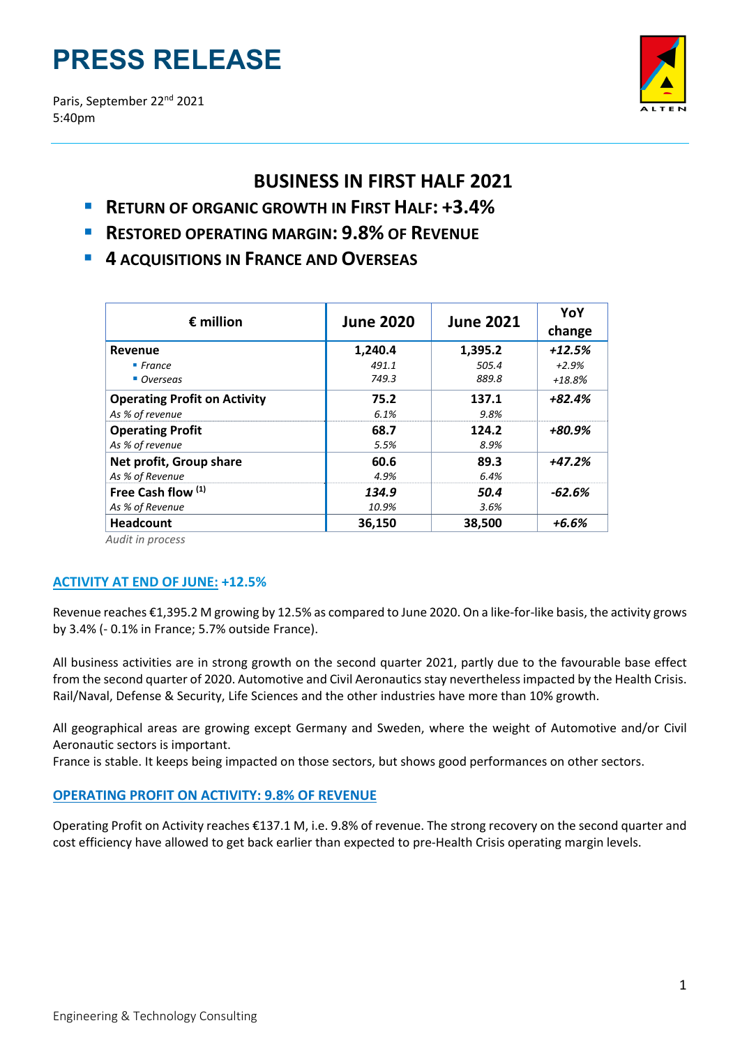# PRESS RELEASE

Paris, September 22nd 2021
5:40pm

## BUSINESS IN FIRST HALF 2021

- **RETURN OF ORGANIC GROWTH IN FIRST HALF: +3.4%**
- **RESTORED OPERATING MARGIN: 9.8% OF REVENUE**
- **4 ACQUISITIONS IN FRANCE AND OVERSEAS**

| € million | June 2020 | June 2021 | YoY change |
|---|---|---|---|
| **Revenue** | **1,240.4** | **1,395.2** | ***+12.5%*** |
| *▪ France* | *491.1* | *505.4* | *+2.9%* |
| *▪ Overseas* | *749.3* | *889.8* | *+18.8%* |
| **Operating Profit on Activity** | **75.2** | **137.1** | ***+82.4%*** |
| *As % of revenue* | *6.1%* | *9.8%* | |
| **Operating Profit** | **68.7** | **124.2** | ***+80.9%*** |
| *As % of revenue* | *5.5%* | *8.9%* | |
| **Net profit, Group share** | **60.6** | **89.3** | ***+47.2%*** |
| *As % of Revenue* | *4.9%* | *6.4%* | |
| **Free Cash flow** (1) | ***134.9*** | ***50.4*** | ***-62.6%*** |
| *As % of Revenue* | *10.9%* | *3.6%* | |
| **Headcount** | **36,150** | **38,500** | ***+6.6%*** |

*Audit in process*

### ACTIVITY AT END OF JUNE: +12.5%

Revenue reaches €1,395.2 M growing by 12.5% as compared to June 2020. On a like-for-like basis, the activity grows by 3.4% (- 0.1% in France; 5.7% outside France).

All business activities are in strong growth on the second quarter 2021, partly due to the favourable base effect from the second quarter of 2020. Automotive and Civil Aeronautics stay nevertheless impacted by the Health Crisis. Rail/Naval, Defense & Security, Life Sciences and the other industries have more than 10% growth.

All geographical areas are growing except Germany and Sweden, where the weight of Automotive and/or Civil Aeronautic sectors is important.
France is stable. It keeps being impacted on those sectors, but shows good performances on other sectors.

### OPERATING PROFIT ON ACTIVITY: 9.8% OF REVENUE

Operating Profit on Activity reaches €137.1 M, i.e. 9.8% of revenue. The strong recovery on the second quarter and cost efficiency have allowed to get back earlier than expected to pre-Health Crisis operating margin levels.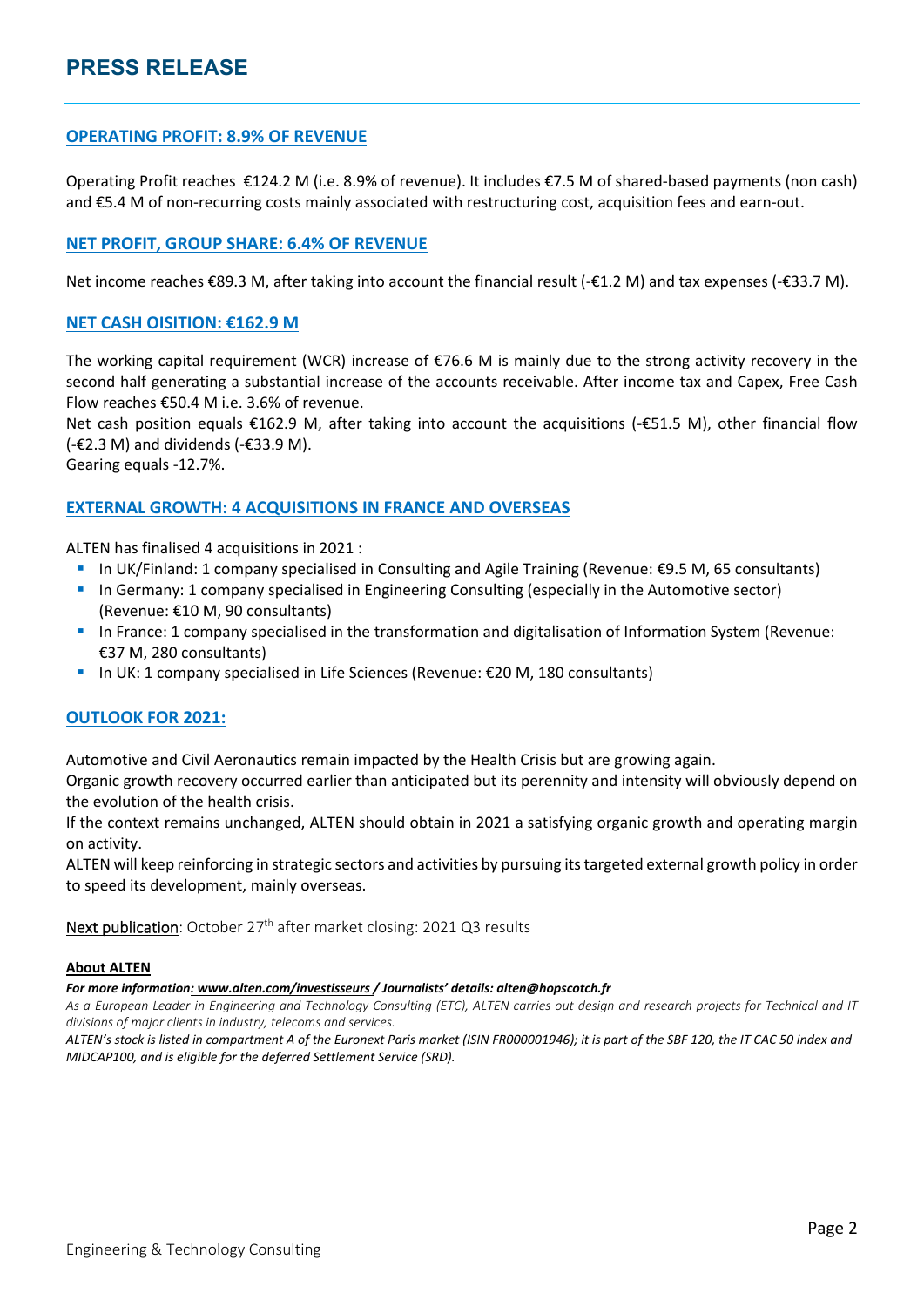# PRESS RELEASE

## OPERATING PROFIT: 8.9% OF REVENUE

Operating Profit reaches  €124.2 M (i.e. 8.9% of revenue). It includes €7.5 M of shared-based payments (non cash) and €5.4 M of non-recurring costs mainly associated with restructuring cost, acquisition fees and earn-out.

## NET PROFIT, GROUP SHARE: 6.4% OF REVENUE

Net income reaches €89.3 M, after taking into account the financial result (-€1.2 M) and tax expenses (-€33.7 M).

## NET CASH OISITION: €162.9 M

The working capital requirement (WCR) increase of €76.6 M is mainly due to the strong activity recovery in the second half generating a substantial increase of the accounts receivable. After income tax and Capex, Free Cash Flow reaches €50.4 M i.e. 3.6% of revenue.

Net cash position equals €162.9 M, after taking into account the acquisitions (-€51.5 M), other financial flow (-€2.3 M) and dividends (-€33.9 M).

Gearing equals -12.7%.

## EXTERNAL GROWTH: 4 ACQUISITIONS IN FRANCE AND OVERSEAS

ALTEN has finalised 4 acquisitions in 2021 :

- In UK/Finland: 1 company specialised in Consulting and Agile Training (Revenue: €9.5 M, 65 consultants)
- In Germany: 1 company specialised in Engineering Consulting (especially in the Automotive sector) (Revenue: €10 M, 90 consultants)
- In France: 1 company specialised in the transformation and digitalisation of Information System (Revenue: €37 M, 280 consultants)
- In UK: 1 company specialised in Life Sciences (Revenue: €20 M, 180 consultants)

## OUTLOOK FOR 2021:

Automotive and Civil Aeronautics remain impacted by the Health Crisis but are growing again.

Organic growth recovery occurred earlier than anticipated but its perennity and intensity will obviously depend on the evolution of the health crisis.

If the context remains unchanged, ALTEN should obtain in 2021 a satisfying organic growth and operating margin on activity.

ALTEN will keep reinforcing in strategic sectors and activities by pursuing its targeted external growth policy in order to speed its development, mainly overseas.

Next publication: October 27th after market closing: 2021 Q3 results

**About ALTEN**

***For more information: www.alten.com/investisseurs / Journalists' details: alten@hopscotch.fr***

*As a European Leader in Engineering and Technology Consulting (ETC), ALTEN carries out design and research projects for Technical and IT divisions of major clients in industry, telecoms and services.*

***ALTEN's stock is listed in compartment A of the Euronext Paris market (ISIN FR000001946); it is part of the SBF 120, the IT CAC 50 index and MIDCAP100, and is eligible for the deferred Settlement Service (SRD).***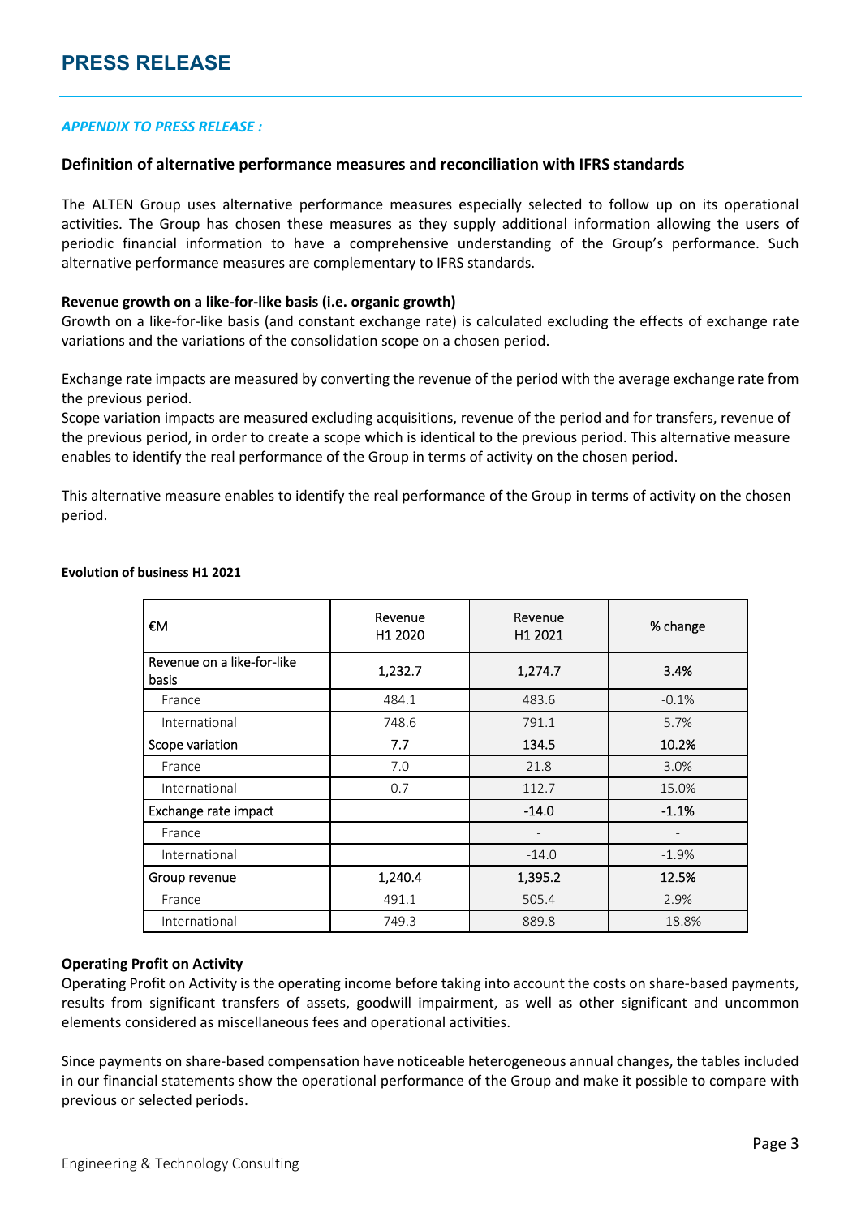# PRESS RELEASE

*APPENDIX TO PRESS RELEASE :*

## Definition of alternative performance measures and reconciliation with IFRS standards

The ALTEN Group uses alternative performance measures especially selected to follow up on its operational activities. The Group has chosen these measures as they supply additional information allowing the users of periodic financial information to have a comprehensive understanding of the Group's performance. Such alternative performance measures are complementary to IFRS standards.

**Revenue growth on a like-for-like basis (i.e. organic growth)**
Growth on a like-for-like basis (and constant exchange rate) is calculated excluding the effects of exchange rate variations and the variations of the consolidation scope on a chosen period.

Exchange rate impacts are measured by converting the revenue of the period with the average exchange rate from the previous period.
Scope variation impacts are measured excluding acquisitions, revenue of the period and for transfers, revenue of the previous period, in order to create a scope which is identical to the previous period. This alternative measure enables to identify the real performance of the Group in terms of activity on the chosen period.

This alternative measure enables to identify the real performance of the Group in terms of activity on the chosen period.

**Evolution of business H1 2021**

| €M | Revenue H1 2020 | Revenue H1 2021 | % change |
|---|---|---|---|
| **Revenue on a like-for-like basis** | **1,232.7** | **1,274.7** | **3.4%** |
| France | 484.1 | 483.6 | -0.1% |
| International | 748.6 | 791.1 | 5.7% |
| **Scope variation** | **7.7** | **134.5** | **10.2%** |
| France | 7.0 | 21.8 | 3.0% |
| International | 0.7 | 112.7 | 15.0% |
| **Exchange rate impact** | | **-14.0** | **-1.1%** |
| France | | - | - |
| International | | -14.0 | -1.9% |
| **Group revenue** | **1,240.4** | **1,395.2** | **12.5%** |
| France | 491.1 | 505.4 | 2.9% |
| International | 749.3 | 889.8 | 18.8% |

**Operating Profit on Activity**
Operating Profit on Activity is the operating income before taking into account the costs on share-based payments, results from significant transfers of assets, goodwill impairment, as well as other significant and uncommon elements considered as miscellaneous fees and operational activities.

Since payments on share-based compensation have noticeable heterogeneous annual changes, the tables included in our financial statements show the operational performance of the Group and make it possible to compare with previous or selected periods.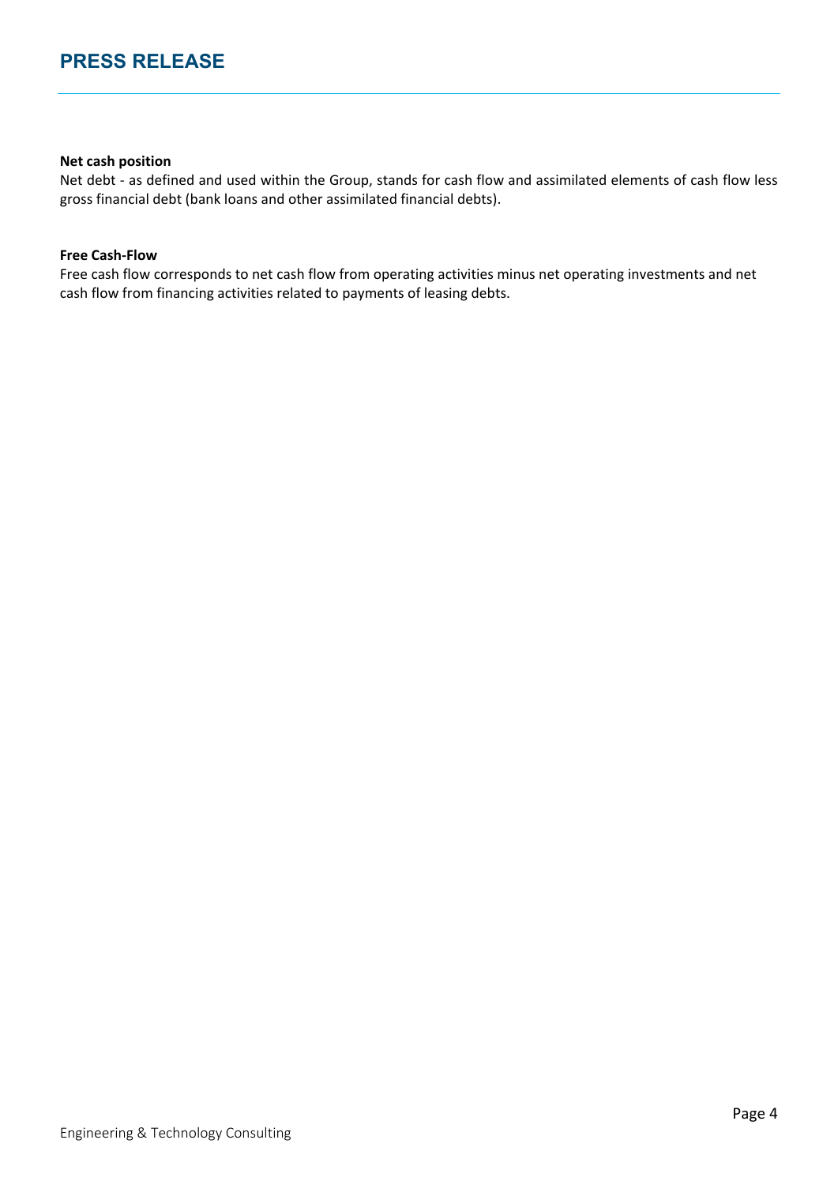**Net cash position**

Net debt - as defined and used within the Group, stands for cash flow and assimilated elements of cash flow less gross financial debt (bank loans and other assimilated financial debts).

**Free Cash-Flow**

Free cash flow corresponds to net cash flow from operating activities minus net operating investments and net cash flow from financing activities related to payments of leasing debts.